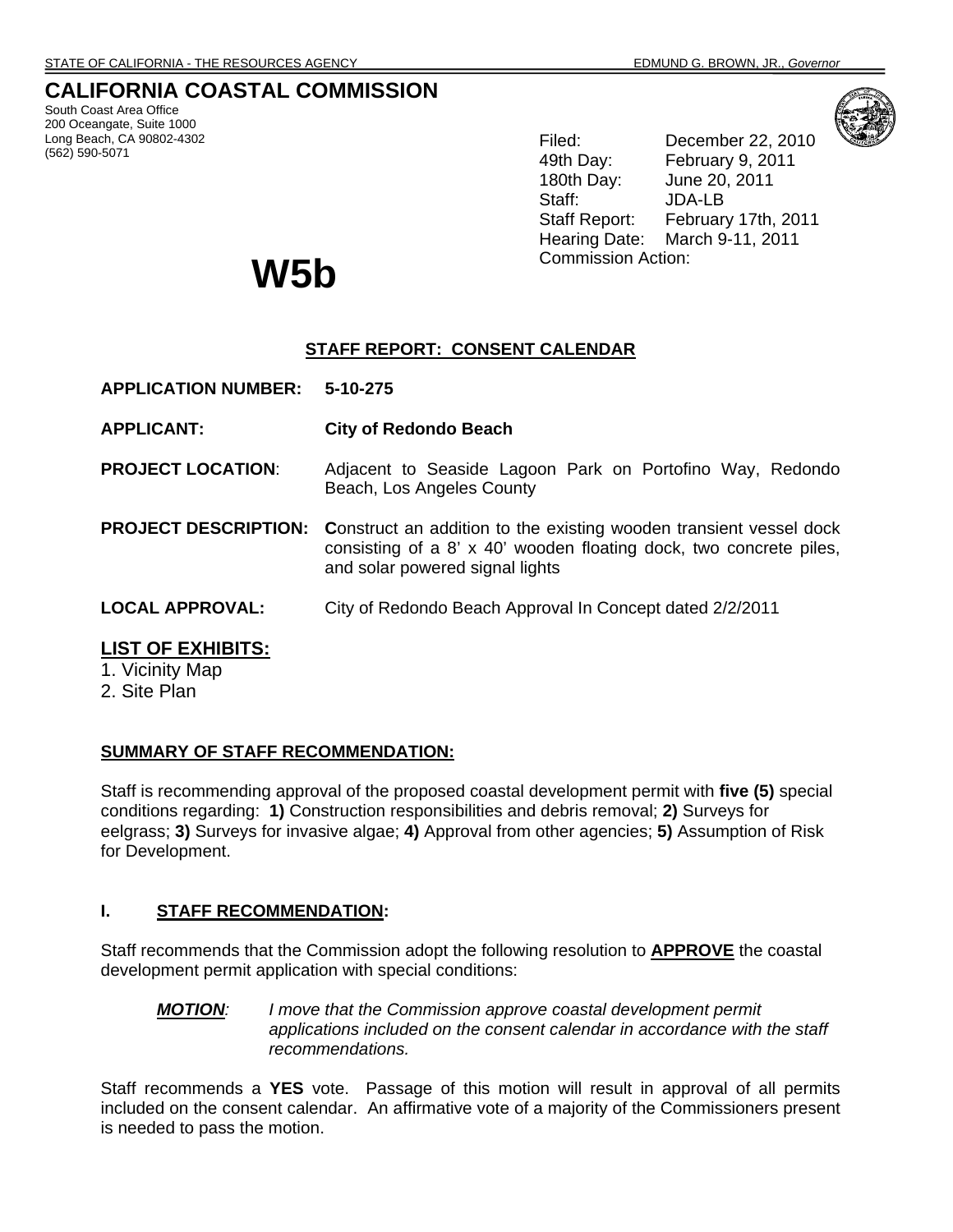STATE OF CALIFORNIA - THE RESOURCES AGENCY EDMUND G. BROWN, JR., *Governor*

# CALIFORNIA COASTAL COMMISSION

South Coast Area Office
200 Oceangate, Suite 1000
Long Beach, CA 90802-4302
(562) 590-5071

Filed: December 22, 2010
49th Day: February 9, 2011
180th Day: June 20, 2011
Staff: JDA-LB
Staff Report: February 17th, 2011
Hearing Date: March 9-11, 2011
Commission Action:

# W5b

## STAFF REPORT: CONSENT CALENDAR

**APPLICATION NUMBER:** **5-10-275**

**APPLICANT:** **City of Redondo Beach**

**PROJECT LOCATION**: Adjacent to Seaside Lagoon Park on Portofino Way, Redondo Beach, Los Angeles County

**PROJECT DESCRIPTION:** **C**onstruct an addition to the existing wooden transient vessel dock consisting of a 8' x 40' wooden floating dock, two concrete piles, and solar powered signal lights

**LOCAL APPROVAL:** City of Redondo Beach Approval In Concept dated 2/2/2011

**LIST OF EXHIBITS:**

1. Vicinity Map
2. Site Plan

**SUMMARY OF STAFF RECOMMENDATION:**

Staff is recommending approval of the proposed coastal development permit with **five (5)** special conditions regarding: **1)** Construction responsibilities and debris removal; **2)** Surveys for eelgrass; **3)** Surveys for invasive algae; **4)** Approval from other agencies; **5)** Assumption of Risk for Development.

## I. STAFF RECOMMENDATION:

Staff recommends that the Commission adopt the following resolution to **APPROVE** the coastal development permit application with special conditions:

> ***MOTION**:* *I move that the Commission approve coastal development permit applications included on the consent calendar in accordance with the staff recommendations.*

Staff recommends a **YES** vote. Passage of this motion will result in approval of all permits included on the consent calendar. An affirmative vote of a majority of the Commissioners present is needed to pass the motion.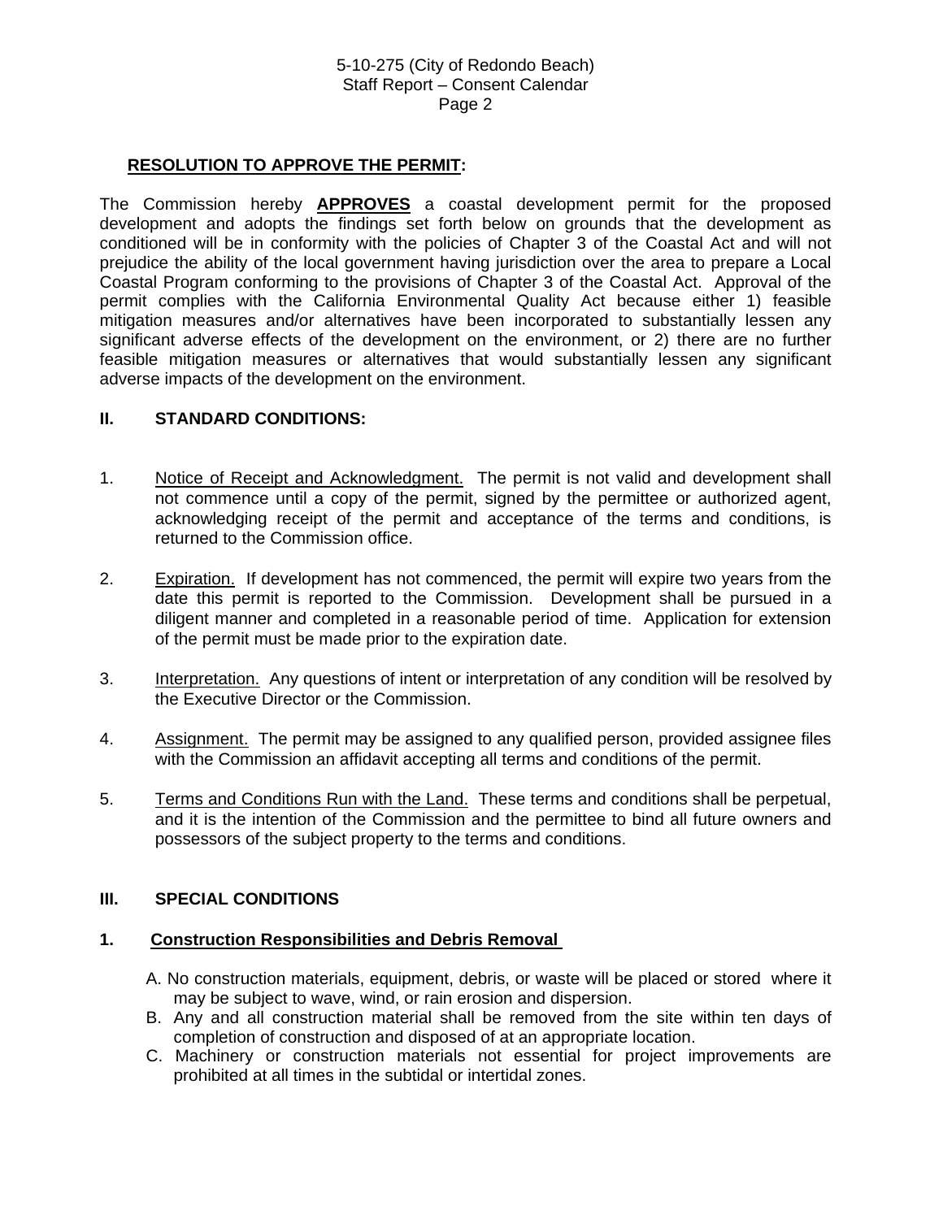**RESOLUTION TO APPROVE THE PERMIT:**

The Commission hereby **APPROVES** a coastal development permit for the proposed development and adopts the findings set forth below on grounds that the development as conditioned will be in conformity with the policies of Chapter 3 of the Coastal Act and will not prejudice the ability of the local government having jurisdiction over the area to prepare a Local Coastal Program conforming to the provisions of Chapter 3 of the Coastal Act. Approval of the permit complies with the California Environmental Quality Act because either 1) feasible mitigation measures and/or alternatives have been incorporated to substantially lessen any significant adverse effects of the development on the environment, or 2) there are no further feasible mitigation measures or alternatives that would substantially lessen any significant adverse impacts of the development on the environment.

## II. STANDARD CONDITIONS:

1. Notice of Receipt and Acknowledgment. The permit is not valid and development shall not commence until a copy of the permit, signed by the permittee or authorized agent, acknowledging receipt of the permit and acceptance of the terms and conditions, is returned to the Commission office.

2. Expiration. If development has not commenced, the permit will expire two years from the date this permit is reported to the Commission. Development shall be pursued in a diligent manner and completed in a reasonable period of time. Application for extension of the permit must be made prior to the expiration date.

3. Interpretation. Any questions of intent or interpretation of any condition will be resolved by the Executive Director or the Commission.

4. Assignment. The permit may be assigned to any qualified person, provided assignee files with the Commission an affidavit accepting all terms and conditions of the permit.

5. Terms and Conditions Run with the Land. These terms and conditions shall be perpetual, and it is the intention of the Commission and the permittee to bind all future owners and possessors of the subject property to the terms and conditions.

## III. SPECIAL CONDITIONS

### 1. Construction Responsibilities and Debris Removal

A. No construction materials, equipment, debris, or waste will be placed or stored where it may be subject to wave, wind, or rain erosion and dispersion.

B. Any and all construction material shall be removed from the site within ten days of completion of construction and disposed of at an appropriate location.

C. Machinery or construction materials not essential for project improvements are prohibited at all times in the subtidal or intertidal zones.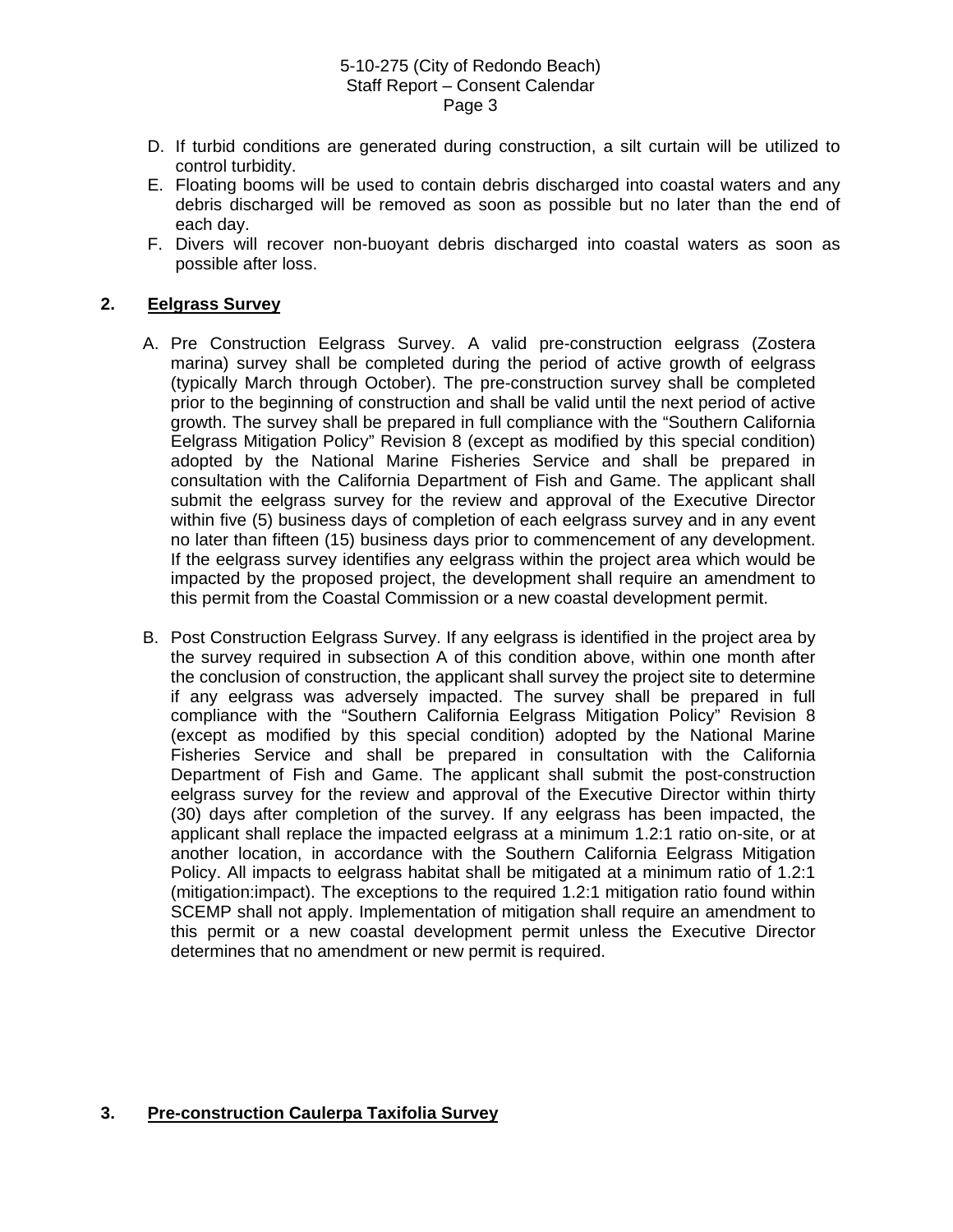D. If turbid conditions are generated during construction, a silt curtain will be utilized to control turbidity.
E. Floating booms will be used to contain debris discharged into coastal waters and any debris discharged will be removed as soon as possible but no later than the end of each day.
F. Divers will recover non-buoyant debris discharged into coastal waters as soon as possible after loss.

## 2. Eelgrass Survey

A. Pre Construction Eelgrass Survey. A valid pre-construction eelgrass (Zostera marina) survey shall be completed during the period of active growth of eelgrass (typically March through October). The pre-construction survey shall be completed prior to the beginning of construction and shall be valid until the next period of active growth. The survey shall be prepared in full compliance with the "Southern California Eelgrass Mitigation Policy" Revision 8 (except as modified by this special condition) adopted by the National Marine Fisheries Service and shall be prepared in consultation with the California Department of Fish and Game. The applicant shall submit the eelgrass survey for the review and approval of the Executive Director within five (5) business days of completion of each eelgrass survey and in any event no later than fifteen (15) business days prior to commencement of any development. If the eelgrass survey identifies any eelgrass within the project area which would be impacted by the proposed project, the development shall require an amendment to this permit from the Coastal Commission or a new coastal development permit.

B. Post Construction Eelgrass Survey. If any eelgrass is identified in the project area by the survey required in subsection A of this condition above, within one month after the conclusion of construction, the applicant shall survey the project site to determine if any eelgrass was adversely impacted. The survey shall be prepared in full compliance with the "Southern California Eelgrass Mitigation Policy" Revision 8 (except as modified by this special condition) adopted by the National Marine Fisheries Service and shall be prepared in consultation with the California Department of Fish and Game. The applicant shall submit the post-construction eelgrass survey for the review and approval of the Executive Director within thirty (30) days after completion of the survey. If any eelgrass has been impacted, the applicant shall replace the impacted eelgrass at a minimum 1.2:1 ratio on-site, or at another location, in accordance with the Southern California Eelgrass Mitigation Policy. All impacts to eelgrass habitat shall be mitigated at a minimum ratio of 1.2:1 (mitigation:impact). The exceptions to the required 1.2:1 mitigation ratio found within SCEMP shall not apply. Implementation of mitigation shall require an amendment to this permit or a new coastal development permit unless the Executive Director determines that no amendment or new permit is required.

## 3. Pre-construction Caulerpa Taxifolia Survey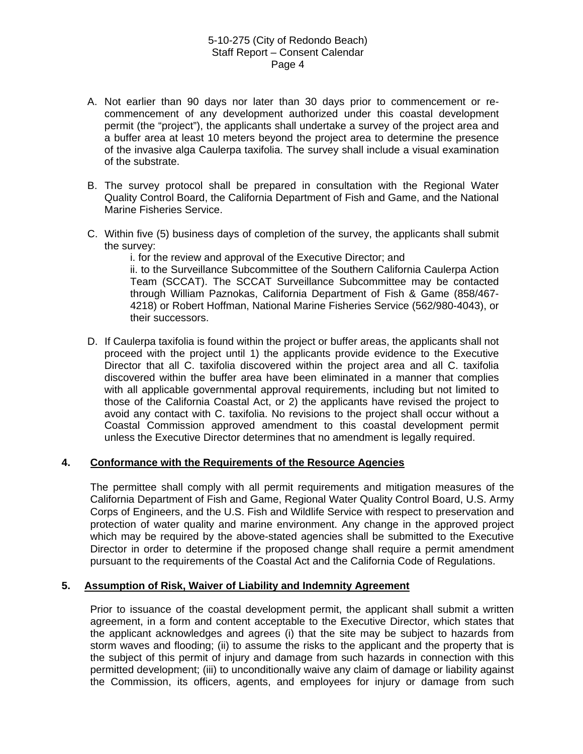A. Not earlier than 90 days nor later than 30 days prior to commencement or re-commencement of any development authorized under this coastal development permit (the "project"), the applicants shall undertake a survey of the project area and a buffer area at least 10 meters beyond the project area to determine the presence of the invasive alga Caulerpa taxifolia. The survey shall include a visual examination of the substrate.

B. The survey protocol shall be prepared in consultation with the Regional Water Quality Control Board, the California Department of Fish and Game, and the National Marine Fisheries Service.

C. Within five (5) business days of completion of the survey, the applicants shall submit the survey:

   i. for the review and approval of the Executive Director; and

   ii. to the Surveillance Subcommittee of the Southern California Caulerpa Action Team (SCCAT). The SCCAT Surveillance Subcommittee may be contacted through William Paznokas, California Department of Fish & Game (858/467-4218) or Robert Hoffman, National Marine Fisheries Service (562/980-4043), or their successors.

D. If Caulerpa taxifolia is found within the project or buffer areas, the applicants shall not proceed with the project until 1) the applicants provide evidence to the Executive Director that all C. taxifolia discovered within the project area and all C. taxifolia discovered within the buffer area have been eliminated in a manner that complies with all applicable governmental approval requirements, including but not limited to those of the California Coastal Act, or 2) the applicants have revised the project to avoid any contact with C. taxifolia. No revisions to the project shall occur without a Coastal Commission approved amendment to this coastal development permit unless the Executive Director determines that no amendment is legally required.

### 4. Conformance with the Requirements of the Resource Agencies

The permittee shall comply with all permit requirements and mitigation measures of the California Department of Fish and Game, Regional Water Quality Control Board, U.S. Army Corps of Engineers, and the U.S. Fish and Wildlife Service with respect to preservation and protection of water quality and marine environment. Any change in the approved project which may be required by the above-stated agencies shall be submitted to the Executive Director in order to determine if the proposed change shall require a permit amendment pursuant to the requirements of the Coastal Act and the California Code of Regulations.

### 5. Assumption of Risk, Waiver of Liability and Indemnity Agreement

Prior to issuance of the coastal development permit, the applicant shall submit a written agreement, in a form and content acceptable to the Executive Director, which states that the applicant acknowledges and agrees (i) that the site may be subject to hazards from storm waves and flooding; (ii) to assume the risks to the applicant and the property that is the subject of this permit of injury and damage from such hazards in connection with this permitted development; (iii) to unconditionally waive any claim of damage or liability against the Commission, its officers, agents, and employees for injury or damage from such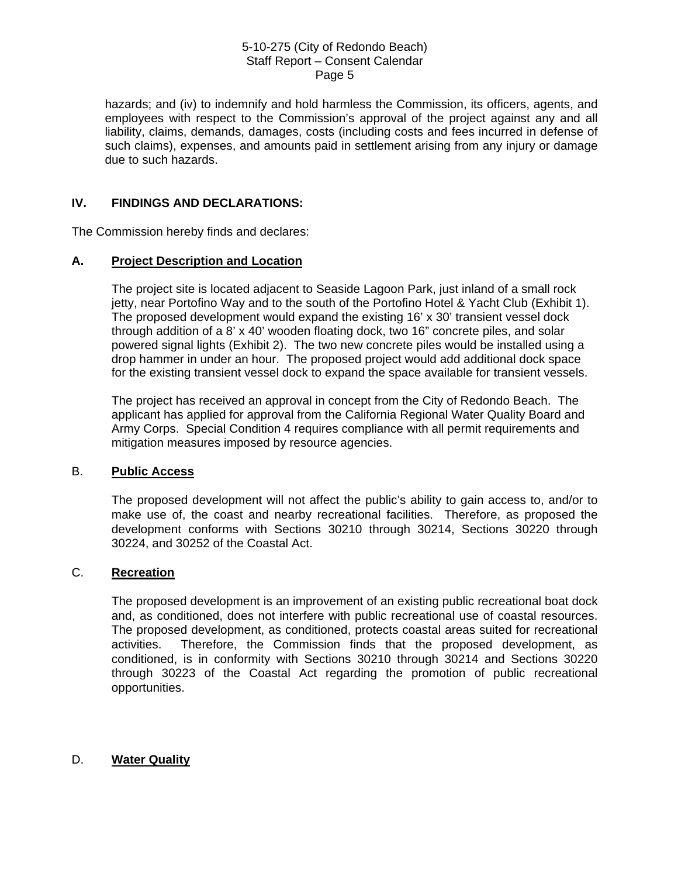hazards; and (iv) to indemnify and hold harmless the Commission, its officers, agents, and employees with respect to the Commission's approval of the project against any and all liability, claims, demands, damages, costs (including costs and fees incurred in defense of such claims), expenses, and amounts paid in settlement arising from any injury or damage due to such hazards.

## IV. FINDINGS AND DECLARATIONS:

The Commission hereby finds and declares:

### A. Project Description and Location

The project site is located adjacent to Seaside Lagoon Park, just inland of a small rock jetty, near Portofino Way and to the south of the Portofino Hotel & Yacht Club (Exhibit 1). The proposed development would expand the existing 16' x 30' transient vessel dock through addition of a 8' x 40' wooden floating dock, two 16" concrete piles, and solar powered signal lights (Exhibit 2). The two new concrete piles would be installed using a drop hammer in under an hour. The proposed project would add additional dock space for the existing transient vessel dock to expand the space available for transient vessels.

The project has received an approval in concept from the City of Redondo Beach. The applicant has applied for approval from the California Regional Water Quality Board and Army Corps. Special Condition 4 requires compliance with all permit requirements and mitigation measures imposed by resource agencies.

### B. Public Access

The proposed development will not affect the public's ability to gain access to, and/or to make use of, the coast and nearby recreational facilities. Therefore, as proposed the development conforms with Sections 30210 through 30214, Sections 30220 through 30224, and 30252 of the Coastal Act.

### C. Recreation

The proposed development is an improvement of an existing public recreational boat dock and, as conditioned, does not interfere with public recreational use of coastal resources. The proposed development, as conditioned, protects coastal areas suited for recreational activities. Therefore, the Commission finds that the proposed development, as conditioned, is in conformity with Sections 30210 through 30214 and Sections 30220 through 30223 of the Coastal Act regarding the promotion of public recreational opportunities.

### D. Water Quality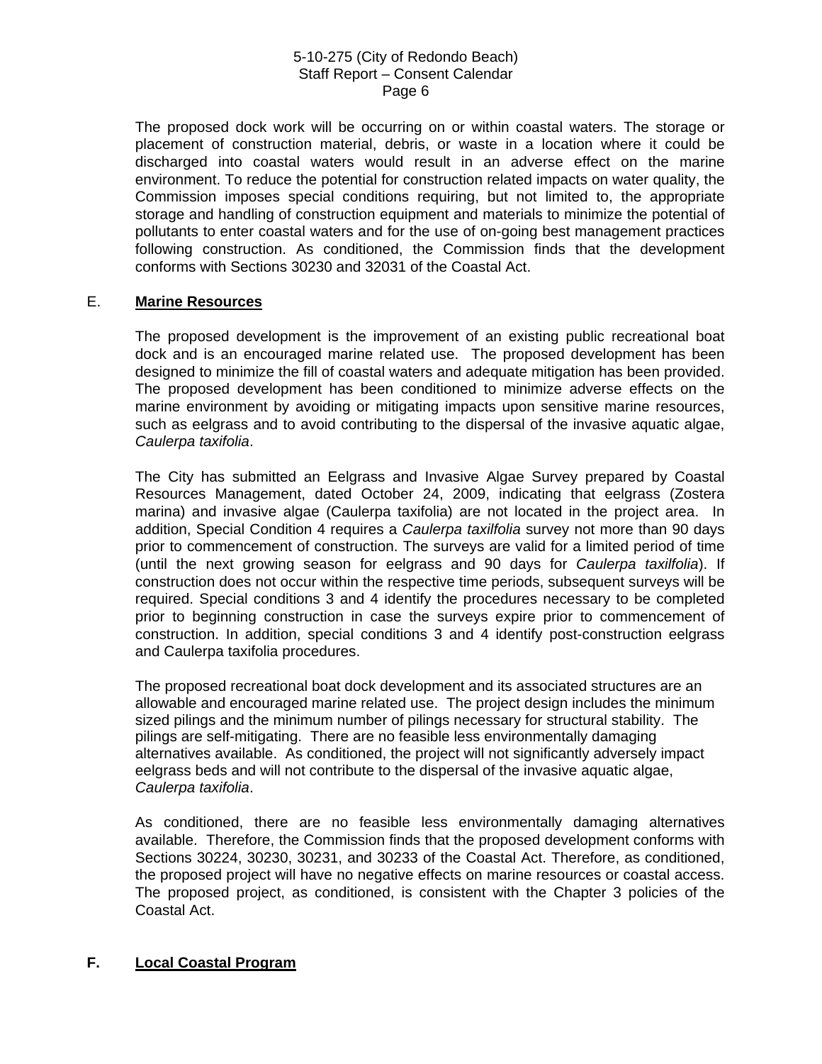The proposed dock work will be occurring on or within coastal waters. The storage or placement of construction material, debris, or waste in a location where it could be discharged into coastal waters would result in an adverse effect on the marine environment. To reduce the potential for construction related impacts on water quality, the Commission imposes special conditions requiring, but not limited to, the appropriate storage and handling of construction equipment and materials to minimize the potential of pollutants to enter coastal waters and for the use of on-going best management practices following construction. As conditioned, the Commission finds that the development conforms with Sections 30230 and 32031 of the Coastal Act.

## E. **Marine Resources**

The proposed development is the improvement of an existing public recreational boat dock and is an encouraged marine related use. The proposed development has been designed to minimize the fill of coastal waters and adequate mitigation has been provided. The proposed development has been conditioned to minimize adverse effects on the marine environment by avoiding or mitigating impacts upon sensitive marine resources, such as eelgrass and to avoid contributing to the dispersal of the invasive aquatic algae, *Caulerpa taxifolia*.

The City has submitted an Eelgrass and Invasive Algae Survey prepared by Coastal Resources Management, dated October 24, 2009, indicating that eelgrass (Zostera marina) and invasive algae (Caulerpa taxifolia) are not located in the project area. In addition, Special Condition 4 requires a *Caulerpa taxilfolia* survey not more than 90 days prior to commencement of construction. The surveys are valid for a limited period of time (until the next growing season for eelgrass and 90 days for *Caulerpa taxilfolia*). If construction does not occur within the respective time periods, subsequent surveys will be required. Special conditions 3 and 4 identify the procedures necessary to be completed prior to beginning construction in case the surveys expire prior to commencement of construction. In addition, special conditions 3 and 4 identify post-construction eelgrass and Caulerpa taxifolia procedures.

The proposed recreational boat dock development and its associated structures are an allowable and encouraged marine related use. The project design includes the minimum sized pilings and the minimum number of pilings necessary for structural stability. The pilings are self-mitigating. There are no feasible less environmentally damaging alternatives available. As conditioned, the project will not significantly adversely impact eelgrass beds and will not contribute to the dispersal of the invasive aquatic algae, *Caulerpa taxifolia*.

As conditioned, there are no feasible less environmentally damaging alternatives available. Therefore, the Commission finds that the proposed development conforms with Sections 30224, 30230, 30231, and 30233 of the Coastal Act. Therefore, as conditioned, the proposed project will have no negative effects on marine resources or coastal access. The proposed project, as conditioned, is consistent with the Chapter 3 policies of the Coastal Act.

## **F. Local Coastal Program**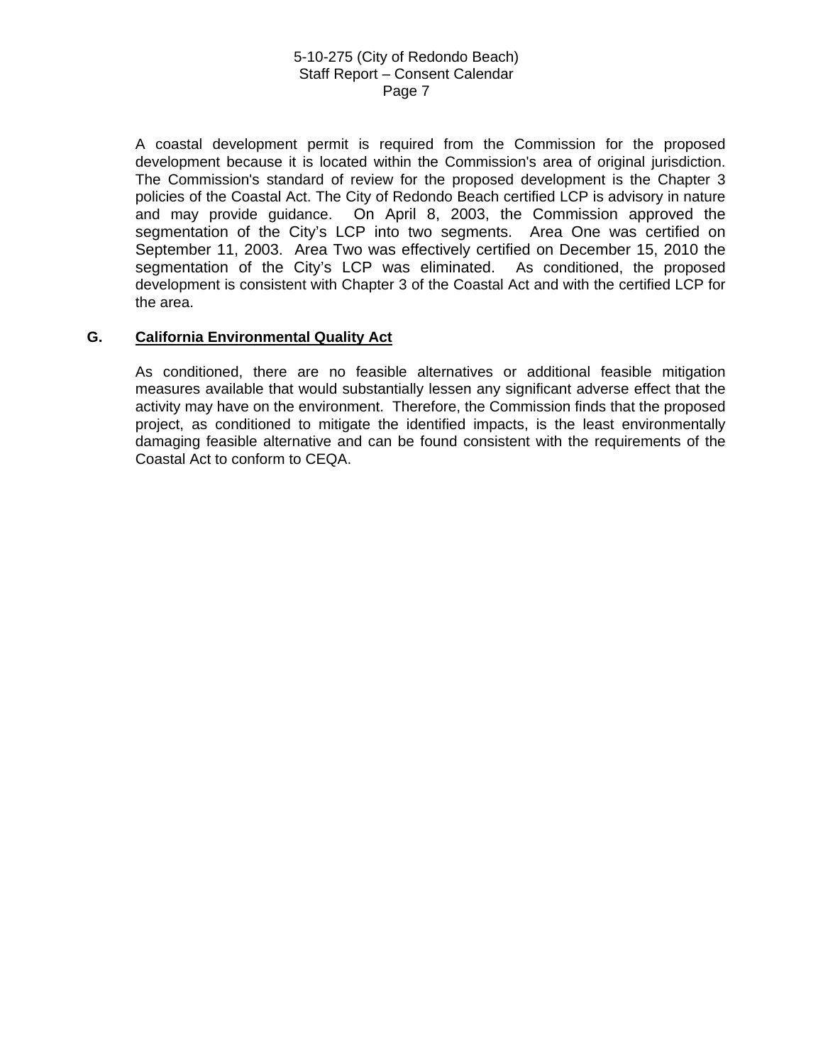A coastal development permit is required from the Commission for the proposed development because it is located within the Commission's area of original jurisdiction. The Commission's standard of review for the proposed development is the Chapter 3 policies of the Coastal Act. The City of Redondo Beach certified LCP is advisory in nature and may provide guidance. On April 8, 2003, the Commission approved the segmentation of the City's LCP into two segments. Area One was certified on September 11, 2003. Area Two was effectively certified on December 15, 2010 the segmentation of the City's LCP was eliminated. As conditioned, the proposed development is consistent with Chapter 3 of the Coastal Act and with the certified LCP for the area.

## G. California Environmental Quality Act

As conditioned, there are no feasible alternatives or additional feasible mitigation measures available that would substantially lessen any significant adverse effect that the activity may have on the environment. Therefore, the Commission finds that the proposed project, as conditioned to mitigate the identified impacts, is the least environmentally damaging feasible alternative and can be found consistent with the requirements of the Coastal Act to conform to CEQA.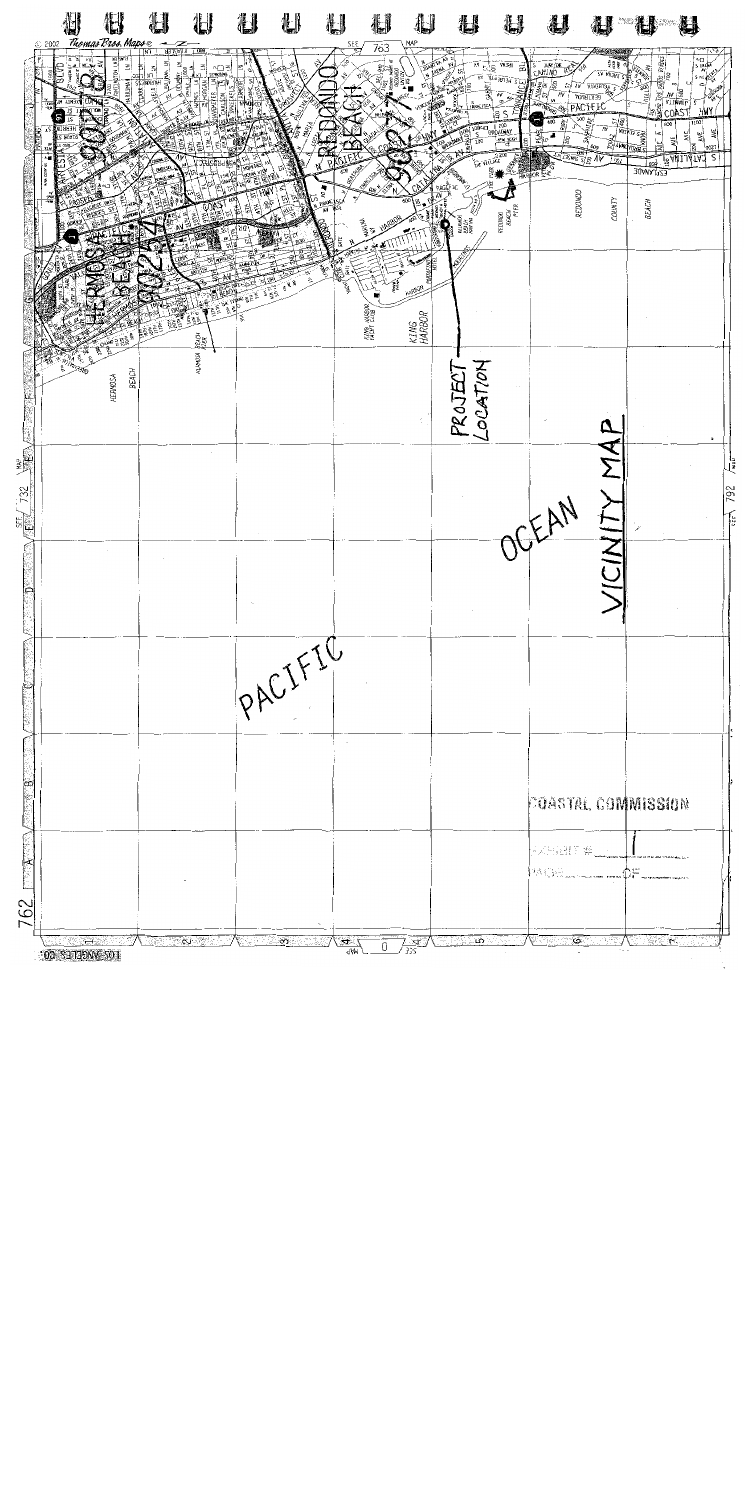VICINITY MAP

PROJECT LOCATION

KING HARBOR

REDONDO BEACH

HERMOSA BEACH

PACIFIC OCEAN

COASTAL COMMISSION

EXHIBIT # 1

PAGE ___ OF ___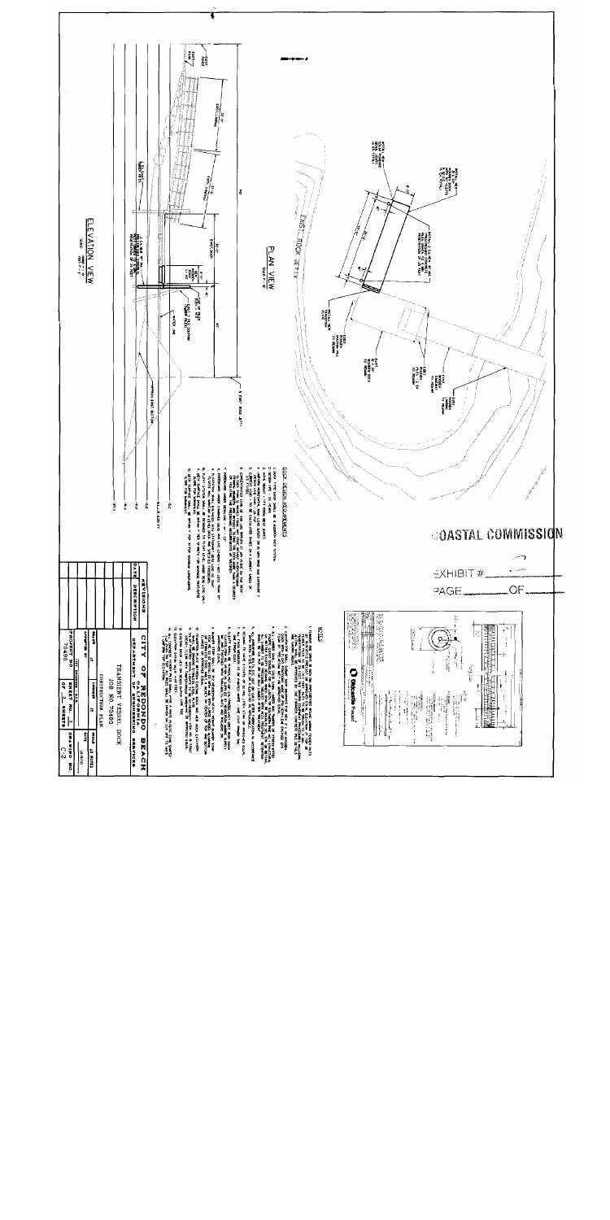COASTAL COMMISSION

EXHIBIT #

PAGE ___ OF ___

PLAN VIEW

EXIST. ROCK JETTY

ELEVATION VIEW

DOCK DESIGN REQUIREMENTS

NOTES

CITY OF REDONDO BEACH

DEPARTMENT OF ENGINEERING SERVICES

TRANSIENT VESSEL DOCK

JOB NO. 70480

CONSTRUCTION PLAN

PROJECT NO. 70480

DRAWING NO. C-2